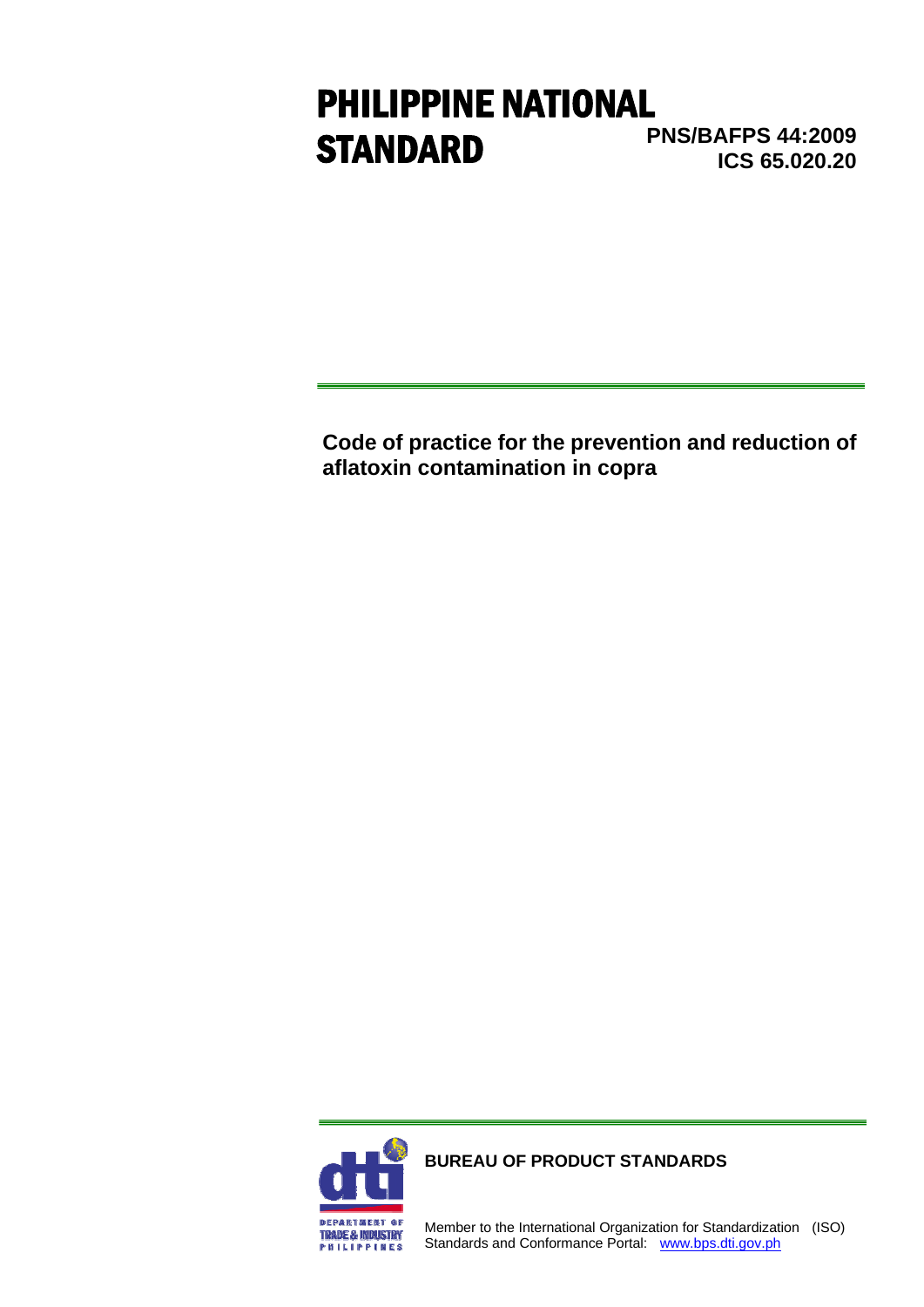# PHILIPPINE NATIONAL STANDARD

**PNS/BAFPS 44:2009**
**ICS 65.020.20**

---

## Code of practice for the prevention and reduction of aflatoxin contamination in copra

---

**BUREAU OF PRODUCT STANDARDS**

DEPARTMENT OF TRADE & INDUSTRY PHILIPPINES

Member to the International Organization for Standardization (ISO)
Standards and Conformance Portal: www.bps.dti.gov.ph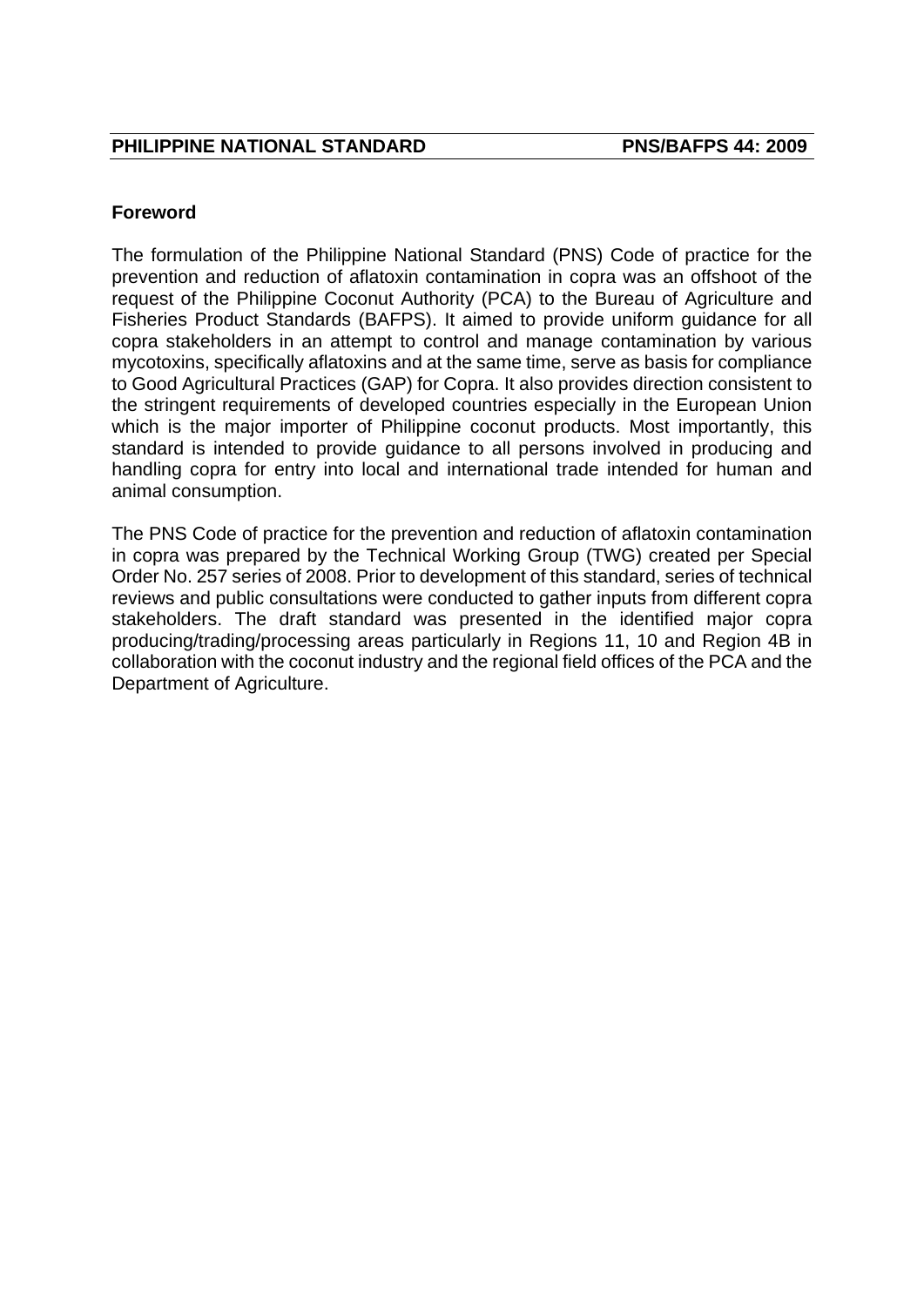## Foreword

The formulation of the Philippine National Standard (PNS) Code of practice for the prevention and reduction of aflatoxin contamination in copra was an offshoot of the request of the Philippine Coconut Authority (PCA) to the Bureau of Agriculture and Fisheries Product Standards (BAFPS). It aimed to provide uniform guidance for all copra stakeholders in an attempt to control and manage contamination by various mycotoxins, specifically aflatoxins and at the same time, serve as basis for compliance to Good Agricultural Practices (GAP) for Copra. It also provides direction consistent to the stringent requirements of developed countries especially in the European Union which is the major importer of Philippine coconut products. Most importantly, this standard is intended to provide guidance to all persons involved in producing and handling copra for entry into local and international trade intended for human and animal consumption.

The PNS Code of practice for the prevention and reduction of aflatoxin contamination in copra was prepared by the Technical Working Group (TWG) created per Special Order No. 257 series of 2008. Prior to development of this standard, series of technical reviews and public consultations were conducted to gather inputs from different copra stakeholders. The draft standard was presented in the identified major copra producing/trading/processing areas particularly in Regions 11, 10 and Region 4B in collaboration with the coconut industry and the regional field offices of the PCA and the Department of Agriculture.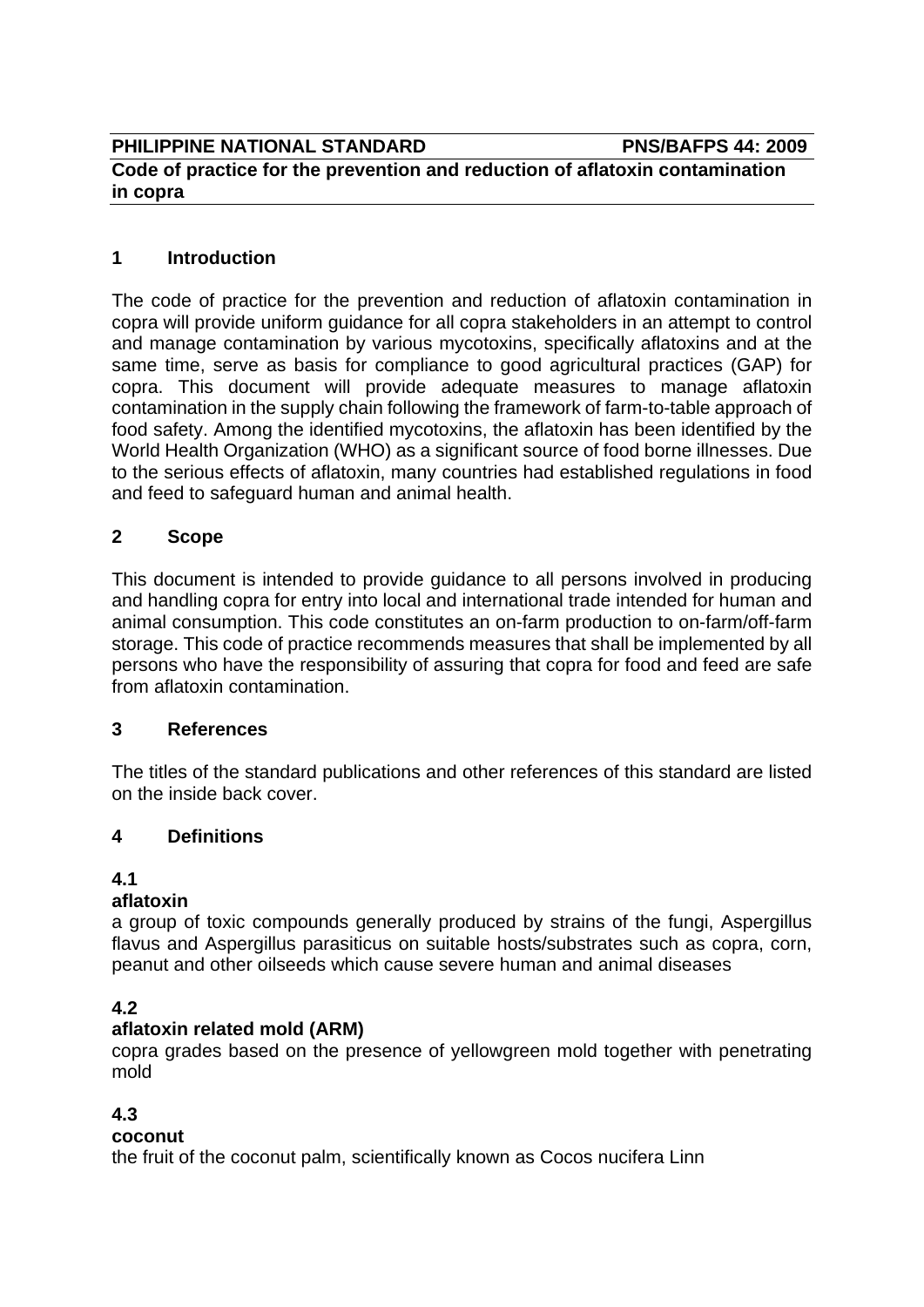**PHILIPPINE NATIONAL STANDARD** **PNS/BAFPS 44: 2009**

**Code of practice for the prevention and reduction of aflatoxin contamination in copra**

## 1 Introduction

The code of practice for the prevention and reduction of aflatoxin contamination in copra will provide uniform guidance for all copra stakeholders in an attempt to control and manage contamination by various mycotoxins, specifically aflatoxins and at the same time, serve as basis for compliance to good agricultural practices (GAP) for copra. This document will provide adequate measures to manage aflatoxin contamination in the supply chain following the framework of farm-to-table approach of food safety. Among the identified mycotoxins, the aflatoxin has been identified by the World Health Organization (WHO) as a significant source of food borne illnesses. Due to the serious effects of aflatoxin, many countries had established regulations in food and feed to safeguard human and animal health.

## 2 Scope

This document is intended to provide guidance to all persons involved in producing and handling copra for entry into local and international trade intended for human and animal consumption. This code constitutes an on-farm production to on-farm/off-farm storage. This code of practice recommends measures that shall be implemented by all persons who have the responsibility of assuring that copra for food and feed are safe from aflatoxin contamination.

## 3 References

The titles of the standard publications and other references of this standard are listed on the inside back cover.

## 4 Definitions

### 4.1
**aflatoxin**
a group of toxic compounds generally produced by strains of the fungi, Aspergillus flavus and Aspergillus parasiticus on suitable hosts/substrates such as copra, corn, peanut and other oilseeds which cause severe human and animal diseases

### 4.2
**aflatoxin related mold (ARM)**
copra grades based on the presence of yellowgreen mold together with penetrating mold

### 4.3
**coconut**
the fruit of the coconut palm, scientifically known as Cocos nucifera Linn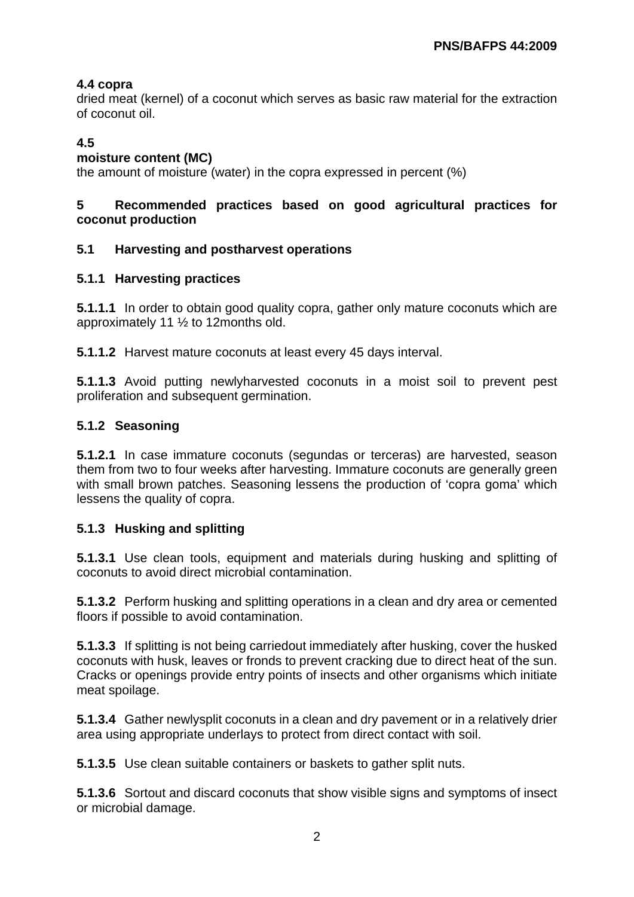**4.4 copra**
dried meat (kernel) of a coconut which serves as basic raw material for the extraction of coconut oil.

**4.5**
**moisture content (MC)**
the amount of moisture (water) in the copra expressed in percent (%)

## 5 Recommended practices based on good agricultural practices for coconut production

### 5.1 Harvesting and postharvest operations

#### 5.1.1 Harvesting practices

**5.1.1.1** In order to obtain good quality copra, gather only mature coconuts which are approximately 11 ½ to 12months old.

**5.1.1.2** Harvest mature coconuts at least every 45 days interval.

**5.1.1.3** Avoid putting newlyharvested coconuts in a moist soil to prevent pest proliferation and subsequent germination.

#### 5.1.2 Seasoning

**5.1.2.1** In case immature coconuts (segundas or terceras) are harvested, season them from two to four weeks after harvesting. Immature coconuts are generally green with small brown patches. Seasoning lessens the production of 'copra goma' which lessens the quality of copra.

#### 5.1.3 Husking and splitting

**5.1.3.1** Use clean tools, equipment and materials during husking and splitting of coconuts to avoid direct microbial contamination.

**5.1.3.2** Perform husking and splitting operations in a clean and dry area or cemented floors if possible to avoid contamination.

**5.1.3.3** If splitting is not being carriedout immediately after husking, cover the husked coconuts with husk, leaves or fronds to prevent cracking due to direct heat of the sun. Cracks or openings provide entry points of insects and other organisms which initiate meat spoilage.

**5.1.3.4** Gather newlysplit coconuts in a clean and dry pavement or in a relatively drier area using appropriate underlays to protect from direct contact with soil.

**5.1.3.5** Use clean suitable containers or baskets to gather split nuts.

**5.1.3.6** Sortout and discard coconuts that show visible signs and symptoms of insect or microbial damage.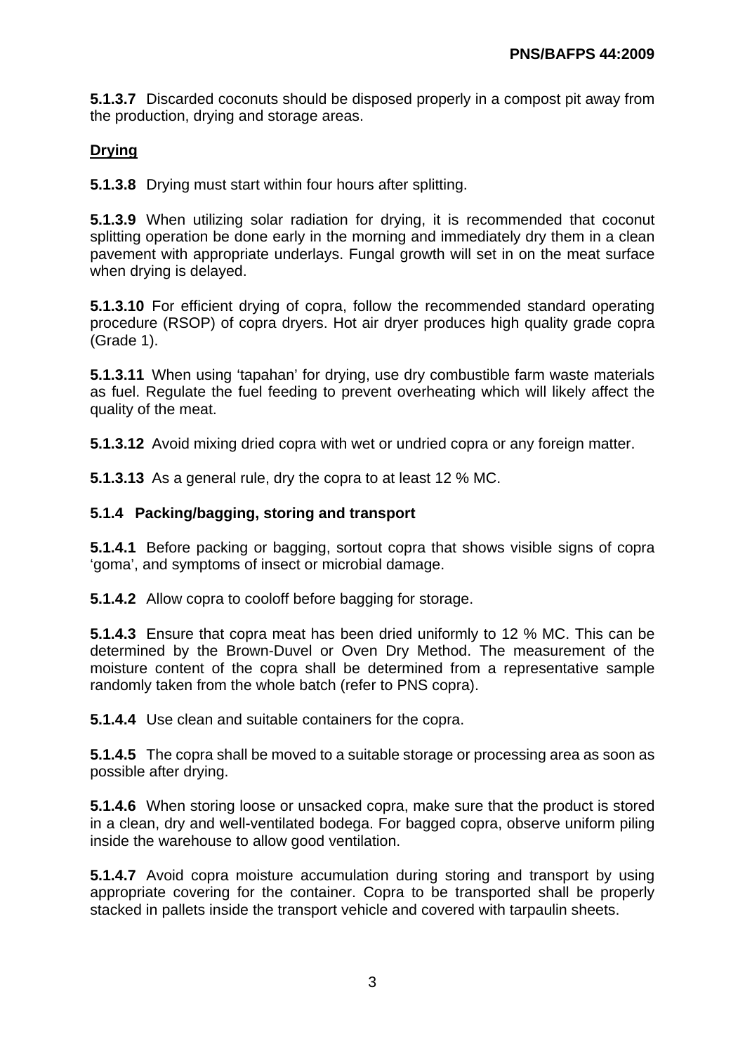**5.1.3.7** Discarded coconuts should be disposed properly in a compost pit away from the production, drying and storage areas.

**Drying**

**5.1.3.8** Drying must start within four hours after splitting.

**5.1.3.9** When utilizing solar radiation for drying, it is recommended that coconut splitting operation be done early in the morning and immediately dry them in a clean pavement with appropriate underlays. Fungal growth will set in on the meat surface when drying is delayed.

**5.1.3.10** For efficient drying of copra, follow the recommended standard operating procedure (RSOP) of copra dryers. Hot air dryer produces high quality grade copra (Grade 1).

**5.1.3.11** When using 'tapahan' for drying, use dry combustible farm waste materials as fuel. Regulate the fuel feeding to prevent overheating which will likely affect the quality of the meat.

**5.1.3.12** Avoid mixing dried copra with wet or undried copra or any foreign matter.

**5.1.3.13** As a general rule, dry the copra to at least 12 % MC.

**5.1.4 Packing/bagging, storing and transport**

**5.1.4.1** Before packing or bagging, sortout copra that shows visible signs of copra 'goma', and symptoms of insect or microbial damage.

**5.1.4.2** Allow copra to cooloff before bagging for storage.

**5.1.4.3** Ensure that copra meat has been dried uniformly to 12 % MC. This can be determined by the Brown-Duvel or Oven Dry Method. The measurement of the moisture content of the copra shall be determined from a representative sample randomly taken from the whole batch (refer to PNS copra).

**5.1.4.4** Use clean and suitable containers for the copra.

**5.1.4.5** The copra shall be moved to a suitable storage or processing area as soon as possible after drying.

**5.1.4.6** When storing loose or unsacked copra, make sure that the product is stored in a clean, dry and well-ventilated bodega. For bagged copra, observe uniform piling inside the warehouse to allow good ventilation.

**5.1.4.7** Avoid copra moisture accumulation during storing and transport by using appropriate covering for the container. Copra to be transported shall be properly stacked in pallets inside the transport vehicle and covered with tarpaulin sheets.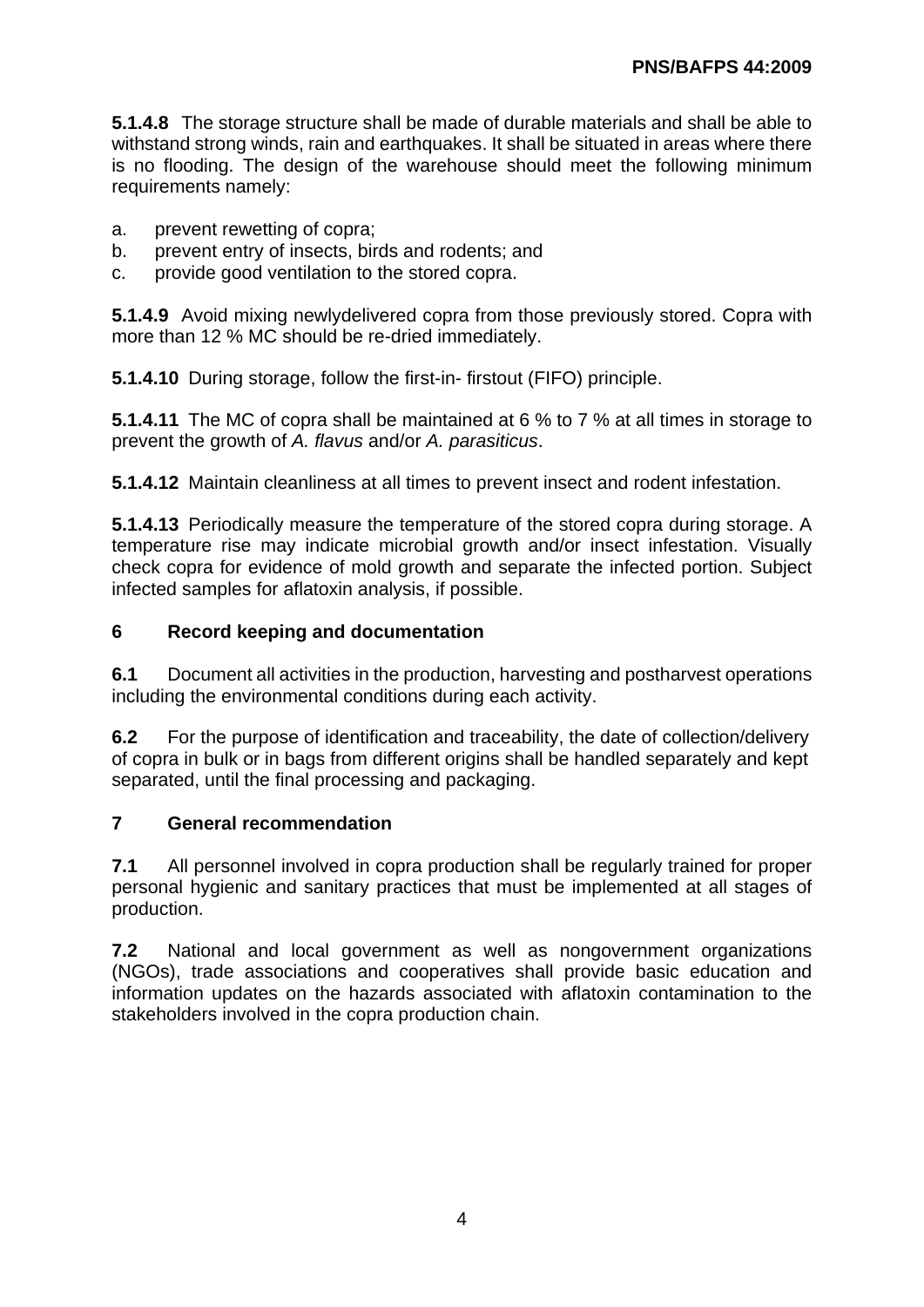**5.1.4.8** The storage structure shall be made of durable materials and shall be able to withstand strong winds, rain and earthquakes. It shall be situated in areas where there is no flooding. The design of the warehouse should meet the following minimum requirements namely:

a. prevent rewetting of copra;
b. prevent entry of insects, birds and rodents; and
c. provide good ventilation to the stored copra.

**5.1.4.9** Avoid mixing newlydelivered copra from those previously stored. Copra with more than 12 % MC should be re-dried immediately.

**5.1.4.10** During storage, follow the first-in- firstout (FIFO) principle.

**5.1.4.11** The MC of copra shall be maintained at 6 % to 7 % at all times in storage to prevent the growth of *A. flavus* and/or *A. parasiticus*.

**5.1.4.12** Maintain cleanliness at all times to prevent insect and rodent infestation.

**5.1.4.13** Periodically measure the temperature of the stored copra during storage. A temperature rise may indicate microbial growth and/or insect infestation. Visually check copra for evidence of mold growth and separate the infected portion. Subject infected samples for aflatoxin analysis, if possible.

## 6 Record keeping and documentation

**6.1** Document all activities in the production, harvesting and postharvest operations including the environmental conditions during each activity.

**6.2** For the purpose of identification and traceability, the date of collection/delivery of copra in bulk or in bags from different origins shall be handled separately and kept separated, until the final processing and packaging.

## 7 General recommendation

**7.1** All personnel involved in copra production shall be regularly trained for proper personal hygienic and sanitary practices that must be implemented at all stages of production.

**7.2** National and local government as well as nongovernment organizations (NGOs), trade associations and cooperatives shall provide basic education and information updates on the hazards associated with aflatoxin contamination to the stakeholders involved in the copra production chain.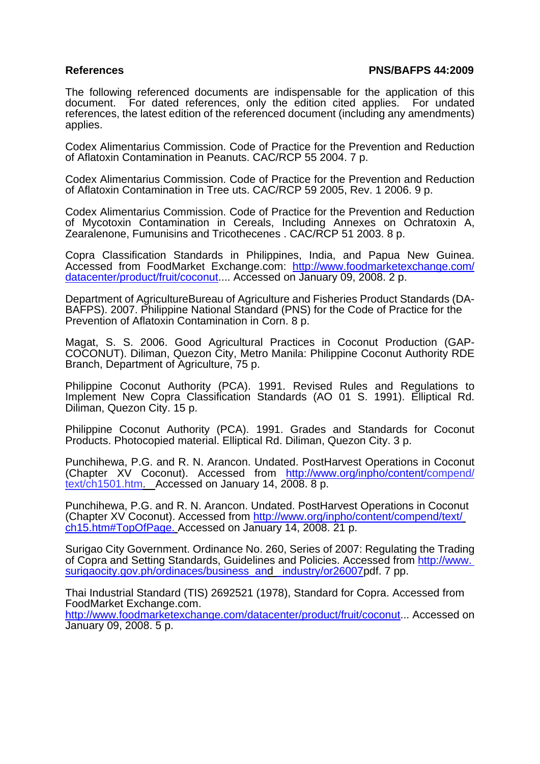**References** **PNS/BAFPS 44:2009**

The following referenced documents are indispensable for the application of this document. For dated references, only the edition cited applies. For undated references, the latest edition of the referenced document (including any amendments) applies.

Codex Alimentarius Commission. Code of Practice for the Prevention and Reduction of Aflatoxin Contamination in Peanuts. CAC/RCP 55 2004. 7 p.

Codex Alimentarius Commission. Code of Practice for the Prevention and Reduction of Aflatoxin Contamination in Tree uts. CAC/RCP 59 2005, Rev. 1 2006. 9 p.

Codex Alimentarius Commission. Code of Practice for the Prevention and Reduction of Mycotoxin Contamination in Cereals, Including Annexes on Ochratoxin A, Zearalenone, Fumunisins and Tricothecenes . CAC/RCP 51 2003. 8 p.

Copra Classification Standards in Philippines, India, and Papua New Guinea. Accessed from FoodMarket Exchange.com: http://www.foodmarketexchange.com/datacenter/product/fruit/coconut.... Accessed on January 09, 2008. 2 p.

Department of AgricultureBureau of Agriculture and Fisheries Product Standards (DA-BAFPS). 2007. Philippine National Standard (PNS) for the Code of Practice for the Prevention of Aflatoxin Contamination in Corn. 8 p.

Magat, S. S. 2006. Good Agricultural Practices in Coconut Production (GAP-COCONUT). Diliman, Quezon City, Metro Manila: Philippine Coconut Authority RDE Branch, Department of Agriculture, 75 p.

Philippine Coconut Authority (PCA). 1991. Revised Rules and Regulations to Implement New Copra Classification Standards (AO 01 S. 1991). Elliptical Rd. Diliman, Quezon City. 15 p.

Philippine Coconut Authority (PCA). 1991. Grades and Standards for Coconut Products. Photocopied material. Elliptical Rd. Diliman, Quezon City. 3 p.

Punchihewa, P.G. and R. N. Arancon. Undated. PostHarvest Operations in Coconut (Chapter XV Coconut). Accessed from http://www.org/inpho/content/compend/text/ch1501.htm. Accessed on January 14, 2008. 8 p.

Punchihewa, P.G. and R. N. Arancon. Undated. PostHarvest Operations in Coconut (Chapter XV Coconut). Accessed from http://www.org/inpho/content/compend/text/ch15.htm#TopOfPage. Accessed on January 14, 2008. 21 p.

Surigao City Government. Ordinance No. 260, Series of 2007: Regulating the Trading of Copra and Setting Standards, Guidelines and Policies. Accessed from http://www.surigaocity.gov.ph/ordinaces/business_and_industry/or26007pdf. 7 pp.

Thai Industrial Standard (TIS) 2692521 (1978), Standard for Copra. Accessed from FoodMarket Exchange.com. http://www.foodmarketexchange.com/datacenter/product/fruit/coconut... Accessed on January 09, 2008. 5 p.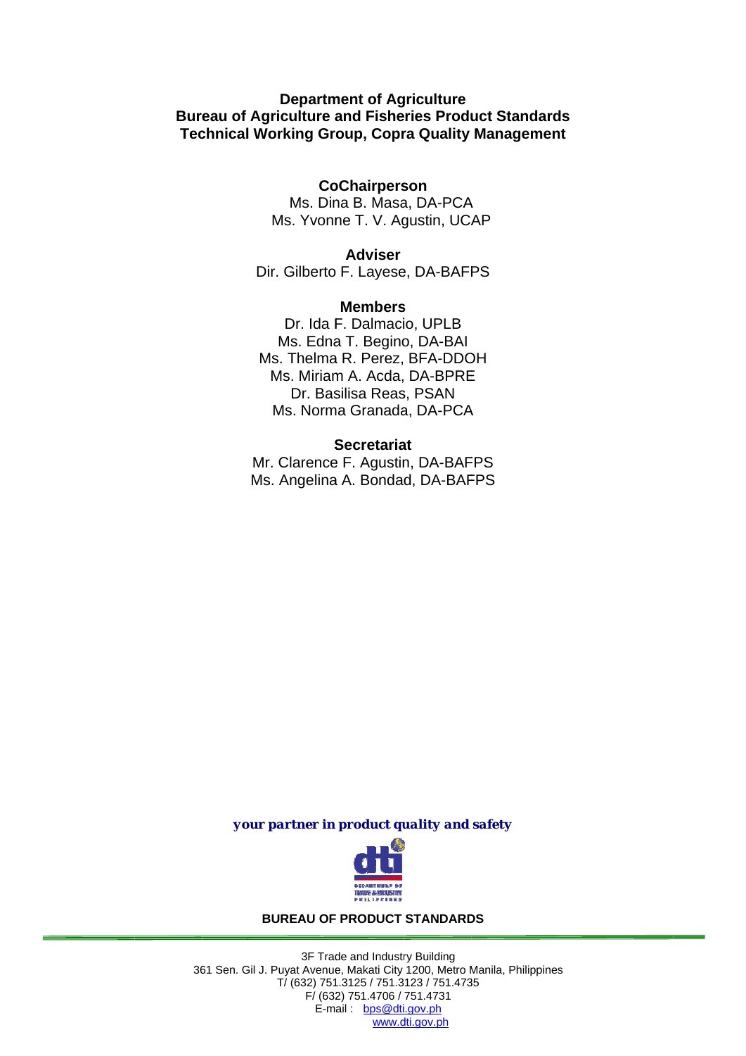**Department of Agriculture**
**Bureau of Agriculture and Fisheries Product Standards**
**Technical Working Group, Copra Quality Management**

**CoChairperson**

Ms. Dina B. Masa, DA-PCA
Ms. Yvonne T. V. Agustin, UCAP

**Adviser**

Dir. Gilberto F. Layese, DA-BAFPS

**Members**

Dr. Ida F. Dalmacio, UPLB
Ms. Edna T. Begino, DA-BAI
Ms. Thelma R. Perez, BFA-DDOH
Ms. Miriam A. Acda, DA-BPRE
Dr. Basilisa Reas, PSAN
Ms. Norma Granada, DA-PCA

**Secretariat**

Mr. Clarence F. Agustin, DA-BAFPS
Ms. Angelina A. Bondad, DA-BAFPS

***your partner in product quality and safety***

**BUREAU OF PRODUCT STANDARDS**

3F Trade and Industry Building
361 Sen. Gil J. Puyat Avenue, Makati City 1200, Metro Manila, Philippines
T/ (632) 751.3125 / 751.3123 / 751.4735
F/ (632) 751.4706 / 751.4731
E-mail : bps@dti.gov.ph
www.dti.gov.ph